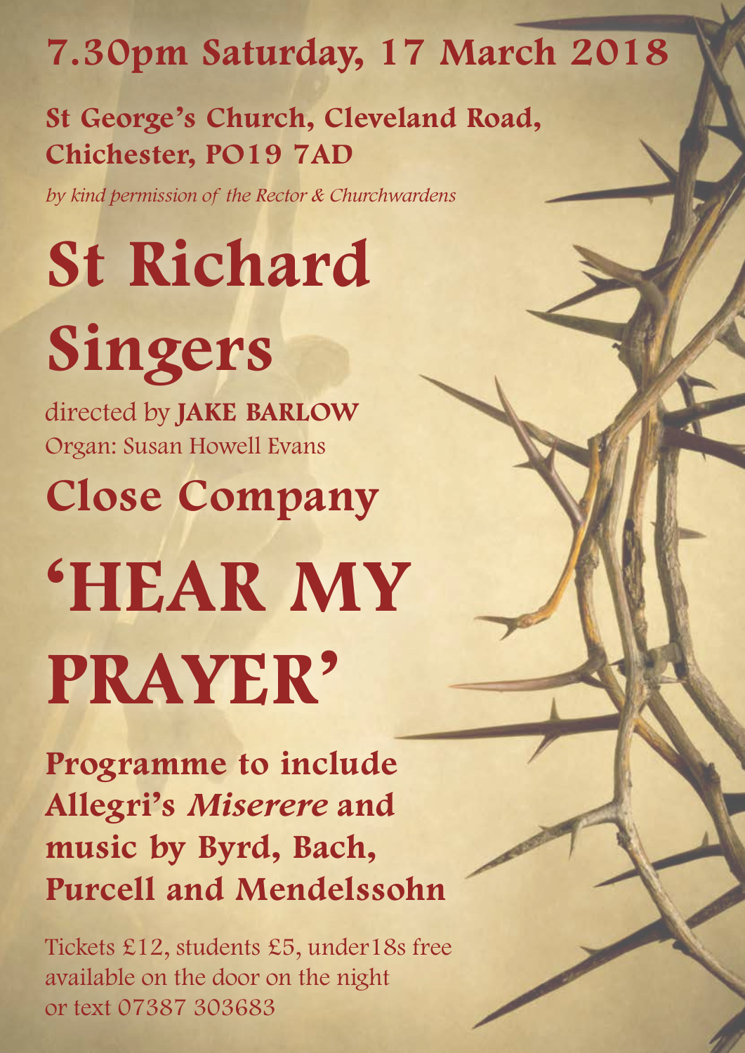**7.30pm Saturday, 17 March 2018**

**St George's Church, Cleveland Road, Chichester, PO19 7AD**

*by kind permission of the Rector & Churchwardens*

# St Richard Singers

directed by **JAKE BARLOW**

Organ: Susan Howell Evans

## Close Company

# 'HEAR MY PRAYER'

**Programme to include Allegri's *Miserere* and music by Byrd, Bach, Purcell and Mendelssohn**

Tickets £12, students £5, under18s free available on the door on the night or text 07387 303683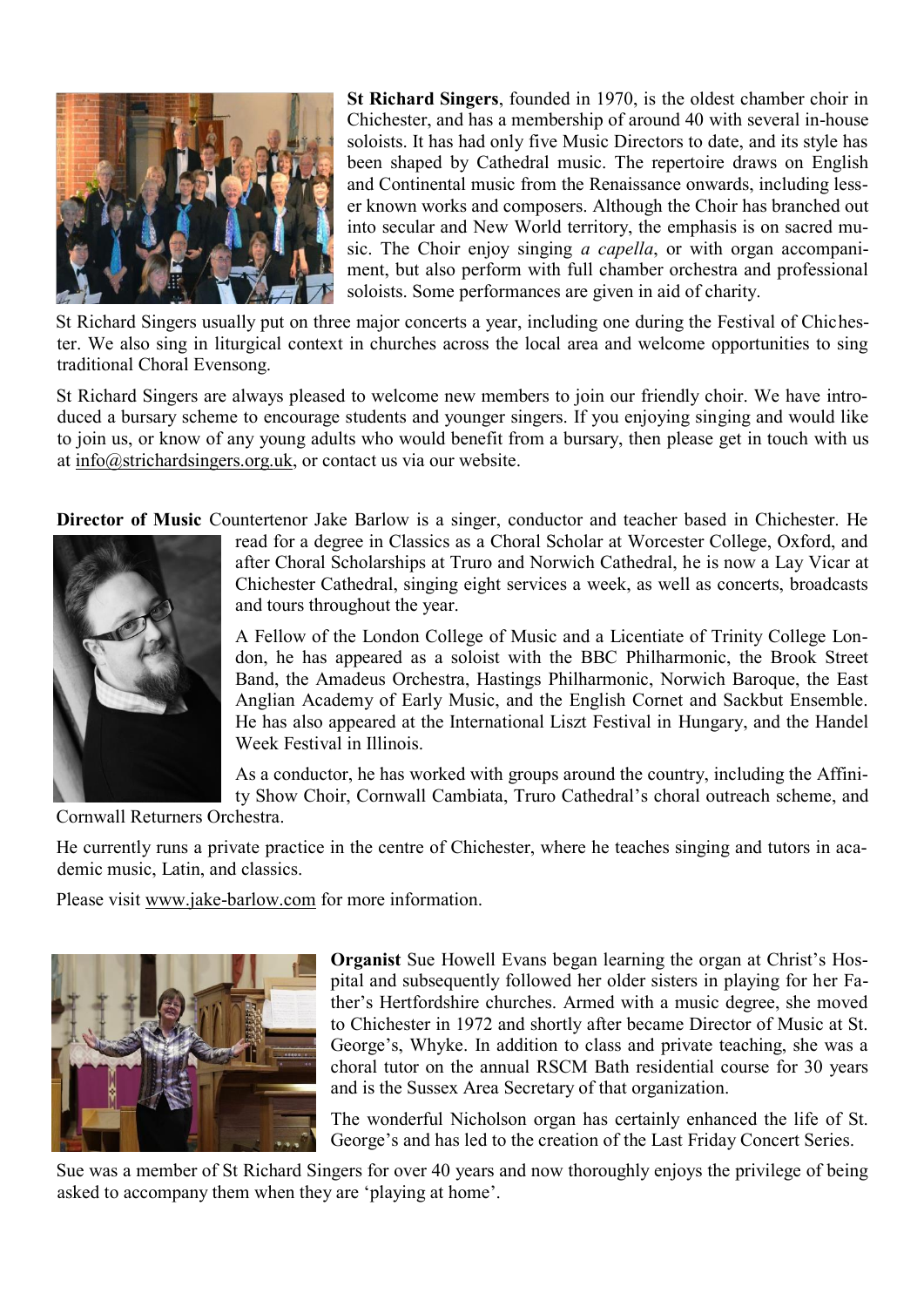**St Richard Singers**, founded in 1970, is the oldest chamber choir in Chichester, and has a membership of around 40 with several in-house soloists. It has had only five Music Directors to date, and its style has been shaped by Cathedral music. The repertoire draws on English and Continental music from the Renaissance onwards, including lesser known works and composers. Although the Choir has branched out into secular and New World territory, the emphasis is on sacred music. The Choir enjoy singing *a capella*, or with organ accompaniment, but also perform with full chamber orchestra and professional soloists. Some performances are given in aid of charity.

St Richard Singers usually put on three major concerts a year, including one during the Festival of Chichester. We also sing in liturgical context in churches across the local area and welcome opportunities to sing traditional Choral Evensong.

St Richard Singers are always pleased to welcome new members to join our friendly choir. We have introduced a bursary scheme to encourage students and younger singers. If you enjoying singing and would like to join us, or know of any young adults who would benefit from a bursary, then please get in touch with us at info@strichardsingers.org.uk, or contact us via our website.

**Director of Music** Countertenor Jake Barlow is a singer, conductor and teacher based in Chichester. He read for a degree in Classics as a Choral Scholar at Worcester College, Oxford, and after Choral Scholarships at Truro and Norwich Cathedral, he is now a Lay Vicar at Chichester Cathedral, singing eight services a week, as well as concerts, broadcasts and tours throughout the year.

A Fellow of the London College of Music and a Licentiate of Trinity College London, he has appeared as a soloist with the BBC Philharmonic, the Brook Street Band, the Amadeus Orchestra, Hastings Philharmonic, Norwich Baroque, the East Anglian Academy of Early Music, and the English Cornet and Sackbut Ensemble. He has also appeared at the International Liszt Festival in Hungary, and the Handel Week Festival in Illinois.

As a conductor, he has worked with groups around the country, including the Affinity Show Choir, Cornwall Cambiata, Truro Cathedral's choral outreach scheme, and Cornwall Returners Orchestra.

He currently runs a private practice in the centre of Chichester, where he teaches singing and tutors in academic music, Latin, and classics.

Please visit www.jake-barlow.com for more information.

**Organist** Sue Howell Evans began learning the organ at Christ's Hospital and subsequently followed her older sisters in playing for her Father's Hertfordshire churches. Armed with a music degree, she moved to Chichester in 1972 and shortly after became Director of Music at St. George's, Whyke. In addition to class and private teaching, she was a choral tutor on the annual RSCM Bath residential course for 30 years and is the Sussex Area Secretary of that organization.

The wonderful Nicholson organ has certainly enhanced the life of St. George's and has led to the creation of the Last Friday Concert Series.

Sue was a member of St Richard Singers for over 40 years and now thoroughly enjoys the privilege of being asked to accompany them when they are 'playing at home'.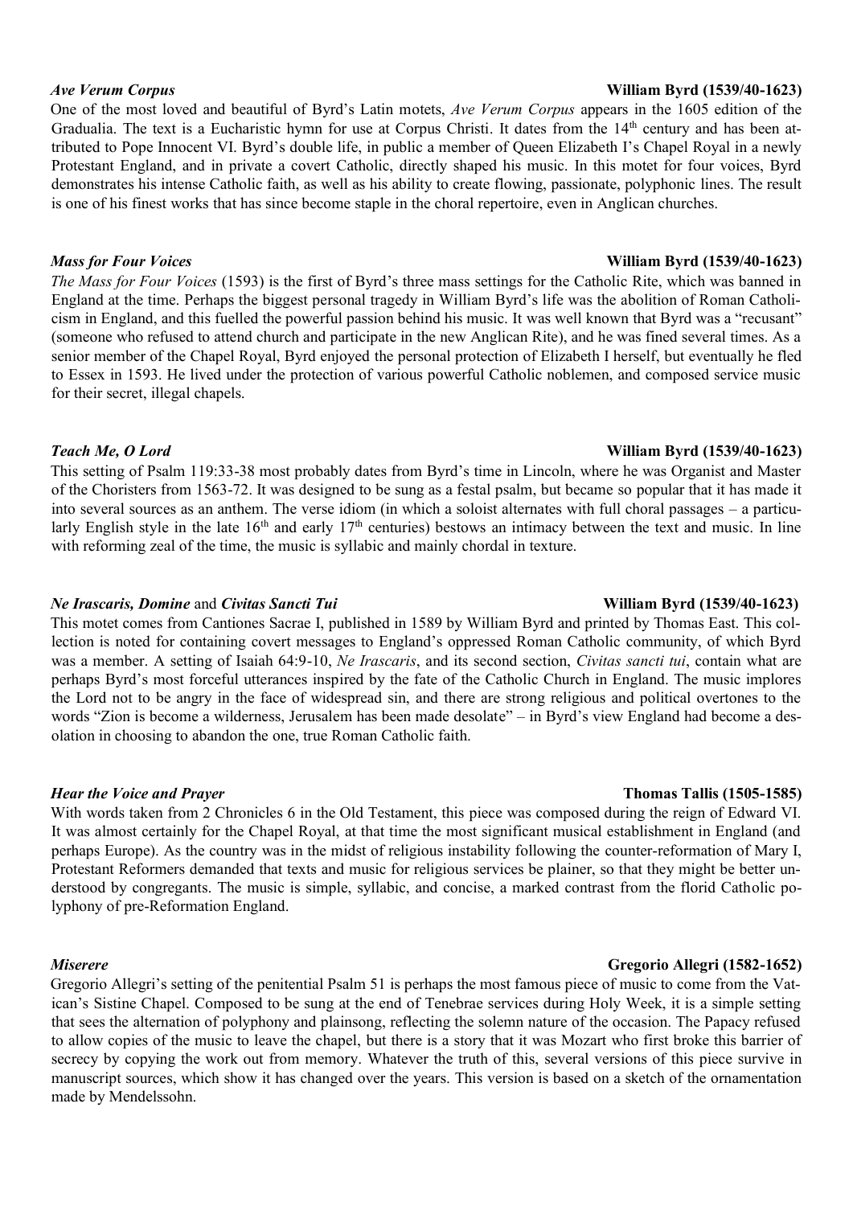### *Ave Verum Corpus* — **William Byrd (1539/40-1623)**

One of the most loved and beautiful of Byrd's Latin motets, *Ave Verum Corpus* appears in the 1605 edition of the Gradualia. The text is a Eucharistic hymn for use at Corpus Christi. It dates from the 14th century and has been attributed to Pope Innocent VI. Byrd's double life, in public a member of Queen Elizabeth I's Chapel Royal in a newly Protestant England, and in private a covert Catholic, directly shaped his music. In this motet for four voices, Byrd demonstrates his intense Catholic faith, as well as his ability to create flowing, passionate, polyphonic lines. The result is one of his finest works that has since become staple in the choral repertoire, even in Anglican churches.

### *Mass for Four Voices* — **William Byrd (1539/40-1623)**

*The Mass for Four Voices* (1593) is the first of Byrd's three mass settings for the Catholic Rite, which was banned in England at the time. Perhaps the biggest personal tragedy in William Byrd's life was the abolition of Roman Catholicism in England, and this fuelled the powerful passion behind his music. It was well known that Byrd was a "recusant" (someone who refused to attend church and participate in the new Anglican Rite), and he was fined several times. As a senior member of the Chapel Royal, Byrd enjoyed the personal protection of Elizabeth I herself, but eventually he fled to Essex in 1593. He lived under the protection of various powerful Catholic noblemen, and composed service music for their secret, illegal chapels.

### *Teach Me, O Lord* — **William Byrd (1539/40-1623)**

This setting of Psalm 119:33-38 most probably dates from Byrd's time in Lincoln, where he was Organist and Master of the Choristers from 1563-72. It was designed to be sung as a festal psalm, but became so popular that it has made it into several sources as an anthem. The verse idiom (in which a soloist alternates with full choral passages – a particularly English style in the late 16th and early 17th centuries) bestows an intimacy between the text and music. In line with reforming zeal of the time, the music is syllabic and mainly chordal in texture.

### *Ne Irascaris, Domine* and *Civitas Sancti Tui* — **William Byrd (1539/40-1623)**

This motet comes from Cantiones Sacrae I, published in 1589 by William Byrd and printed by Thomas East. This collection is noted for containing covert messages to England's oppressed Roman Catholic community, of which Byrd was a member. A setting of Isaiah 64:9-10, *Ne Irascaris*, and its second section, *Civitas sancti tui*, contain what are perhaps Byrd's most forceful utterances inspired by the fate of the Catholic Church in England. The music implores the Lord not to be angry in the face of widespread sin, and there are strong religious and political overtones to the words "Zion is become a wilderness, Jerusalem has been made desolate" – in Byrd's view England had become a desolation in choosing to abandon the one, true Roman Catholic faith.

### *Hear the Voice and Prayer* — **Thomas Tallis (1505-1585)**

With words taken from 2 Chronicles 6 in the Old Testament, this piece was composed during the reign of Edward VI. It was almost certainly for the Chapel Royal, at that time the most significant musical establishment in England (and perhaps Europe). As the country was in the midst of religious instability following the counter-reformation of Mary I, Protestant Reformers demanded that texts and music for religious services be plainer, so that they might be better understood by congregants. The music is simple, syllabic, and concise, a marked contrast from the florid Catholic polyphony of pre-Reformation England.

### *Miserere* — **Gregorio Allegri (1582-1652)**

Gregorio Allegri's setting of the penitential Psalm 51 is perhaps the most famous piece of music to come from the Vatican's Sistine Chapel. Composed to be sung at the end of Tenebrae services during Holy Week, it is a simple setting that sees the alternation of polyphony and plainsong, reflecting the solemn nature of the occasion. The Papacy refused to allow copies of the music to leave the chapel, but there is a story that it was Mozart who first broke this barrier of secrecy by copying the work out from memory. Whatever the truth of this, several versions of this piece survive in manuscript sources, which show it has changed over the years. This version is based on a sketch of the ornamentation made by Mendelssohn.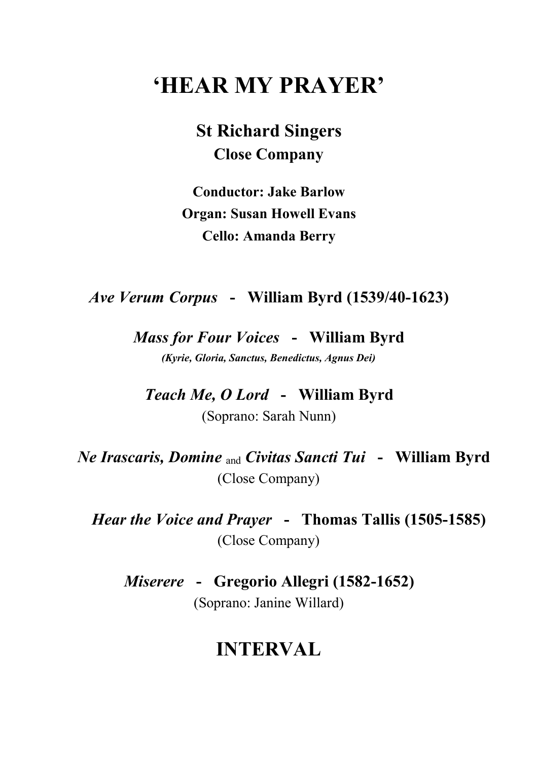# 'HEAR MY PRAYER'

## St Richard Singers

### Close Company

**Conductor: Jake Barlow**

**Organ: Susan Howell Evans**

**Cello: Amanda Berry**

***Ave Verum Corpus*** **- William Byrd (1539/40-1623)**

***Mass for Four Voices*** **- William Byrd**

***(Kyrie, Gloria, Sanctus, Benedictus, Agnus Dei)***

***Teach Me, O Lord*** **- William Byrd**

(Soprano: Sarah Nunn)

***Ne Irascaris, Domine*** and ***Civitas Sancti Tui*** **- William Byrd**

(Close Company)

***Hear the Voice and Prayer*** **- Thomas Tallis (1505-1585)**

(Close Company)

***Miserere*** **- Gregorio Allegri (1582-1652)**

(Soprano: Janine Willard)

## INTERVAL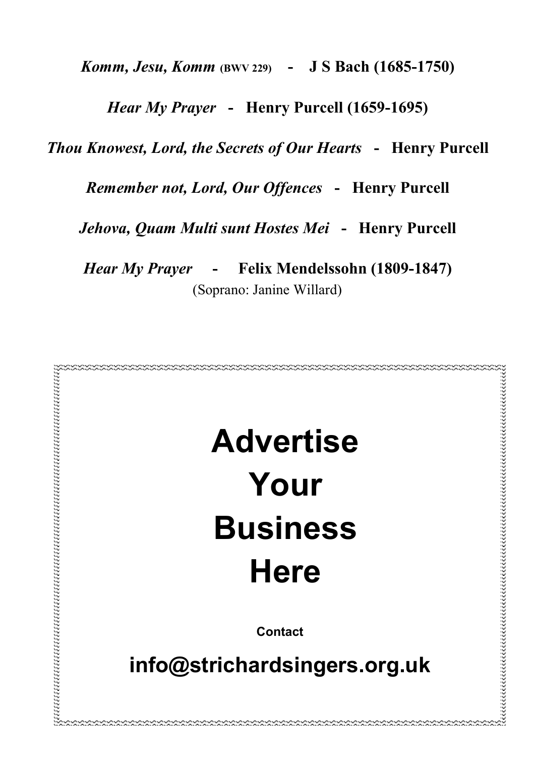*Komm, Jesu, Komm* (BWV 229) - **J S Bach (1685-1750)**

*Hear My Prayer* - **Henry Purcell (1659-1695)**

*Thou Knowest, Lord, the Secrets of Our Hearts* - **Henry Purcell**

*Remember not, Lord, Our Offences* - **Henry Purcell**

*Jehova, Quam Multi sunt Hostes Mei* - **Henry Purcell**

*Hear My Prayer* - **Felix Mendelssohn (1809-1847)**
(Soprano: Janine Willard)

# Advertise Your Business Here

**Contact**

**info@strichardsingers.org.uk**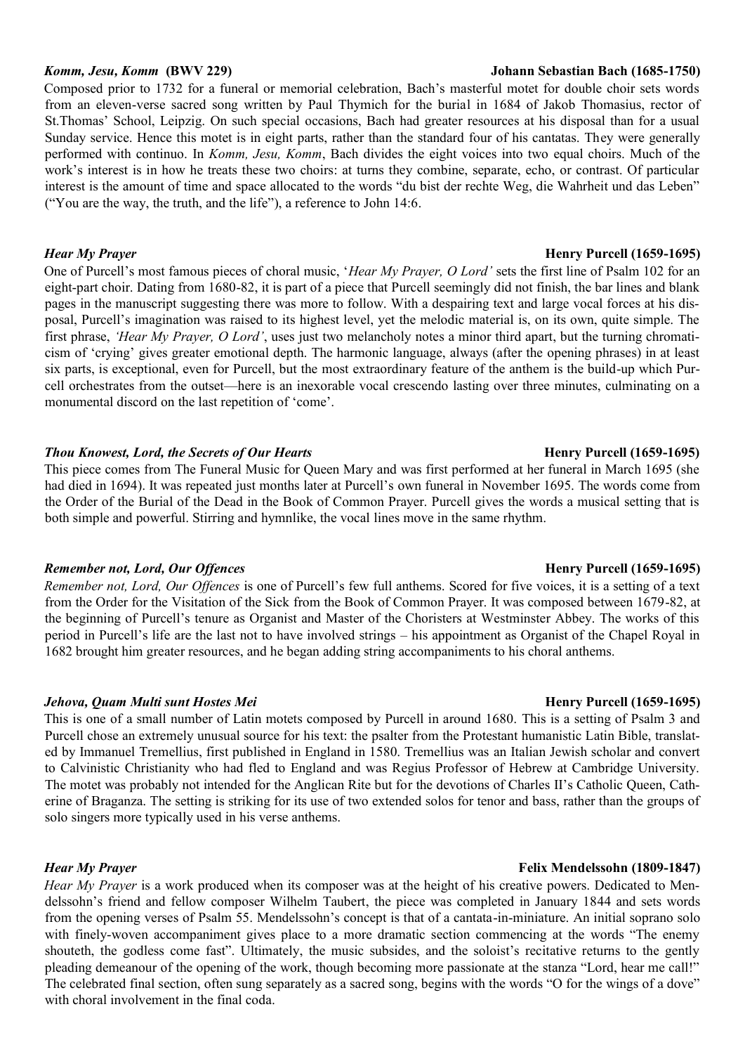### *Komm, Jesu, Komm* **(BWV 229)** — **Johann Sebastian Bach (1685-1750)**

Composed prior to 1732 for a funeral or memorial celebration, Bach's masterful motet for double choir sets words from an eleven-verse sacred song written by Paul Thymich for the burial in 1684 of Jakob Thomasius, rector of St.Thomas' School, Leipzig. On such special occasions, Bach had greater resources at his disposal than for a usual Sunday service. Hence this motet is in eight parts, rather than the standard four of his cantatas. They were generally performed with continuo. In *Komm, Jesu, Komm*, Bach divides the eight voices into two equal choirs. Much of the work's interest is in how he treats these two choirs: at turns they combine, separate, echo, or contrast. Of particular interest is the amount of time and space allocated to the words "du bist der rechte Weg, die Wahrheit und das Leben" ("You are the way, the truth, and the life"), a reference to John 14:6.

### *Hear My Prayer* — **Henry Purcell (1659-1695)**

One of Purcell's most famous pieces of choral music, '*Hear My Prayer, O Lord'* sets the first line of Psalm 102 for an eight-part choir. Dating from 1680-82, it is part of a piece that Purcell seemingly did not finish, the bar lines and blank pages in the manuscript suggesting there was more to follow. With a despairing text and large vocal forces at his disposal, Purcell's imagination was raised to its highest level, yet the melodic material is, on its own, quite simple. The first phrase, *'Hear My Prayer, O Lord'*, uses just two melancholy notes a minor third apart, but the turning chromaticism of 'crying' gives greater emotional depth. The harmonic language, always (after the opening phrases) in at least six parts, is exceptional, even for Purcell, but the most extraordinary feature of the anthem is the build-up which Purcell orchestrates from the outset—here is an inexorable vocal crescendo lasting over three minutes, culminating on a monumental discord on the last repetition of 'come'.

### *Thou Knowest, Lord, the Secrets of Our Hearts* — **Henry Purcell (1659-1695)**

This piece comes from The Funeral Music for Queen Mary and was first performed at her funeral in March 1695 (she had died in 1694). It was repeated just months later at Purcell's own funeral in November 1695. The words come from the Order of the Burial of the Dead in the Book of Common Prayer. Purcell gives the words a musical setting that is both simple and powerful. Stirring and hymnlike, the vocal lines move in the same rhythm.

### *Remember not, Lord, Our Offences* — **Henry Purcell (1659-1695)**

*Remember not, Lord, Our Offences* is one of Purcell's few full anthems. Scored for five voices, it is a setting of a text from the Order for the Visitation of the Sick from the Book of Common Prayer. It was composed between 1679-82, at the beginning of Purcell's tenure as Organist and Master of the Choristers at Westminster Abbey. The works of this period in Purcell's life are the last not to have involved strings – his appointment as Organist of the Chapel Royal in 1682 brought him greater resources, and he began adding string accompaniments to his choral anthems.

### *Jehova, Quam Multi sunt Hostes Mei* — **Henry Purcell (1659-1695)**

This is one of a small number of Latin motets composed by Purcell in around 1680. This is a setting of Psalm 3 and Purcell chose an extremely unusual source for his text: the psalter from the Protestant humanistic Latin Bible, translated by Immanuel Tremellius, first published in England in 1580. Tremellius was an Italian Jewish scholar and convert to Calvinistic Christianity who had fled to England and was Regius Professor of Hebrew at Cambridge University. The motet was probably not intended for the Anglican Rite but for the devotions of Charles II's Catholic Queen, Catherine of Braganza. The setting is striking for its use of two extended solos for tenor and bass, rather than the groups of solo singers more typically used in his verse anthems.

### *Hear My Prayer* — **Felix Mendelssohn (1809-1847)**

*Hear My Prayer* is a work produced when its composer was at the height of his creative powers. Dedicated to Mendelssohn's friend and fellow composer Wilhelm Taubert, the piece was completed in January 1844 and sets words from the opening verses of Psalm 55. Mendelssohn's concept is that of a cantata-in-miniature. An initial soprano solo with finely-woven accompaniment gives place to a more dramatic section commencing at the words "The enemy shouteth, the godless come fast". Ultimately, the music subsides, and the soloist's recitative returns to the gently pleading demeanour of the opening of the work, though becoming more passionate at the stanza "Lord, hear me call!" The celebrated final section, often sung separately as a sacred song, begins with the words "O for the wings of a dove" with choral involvement in the final coda.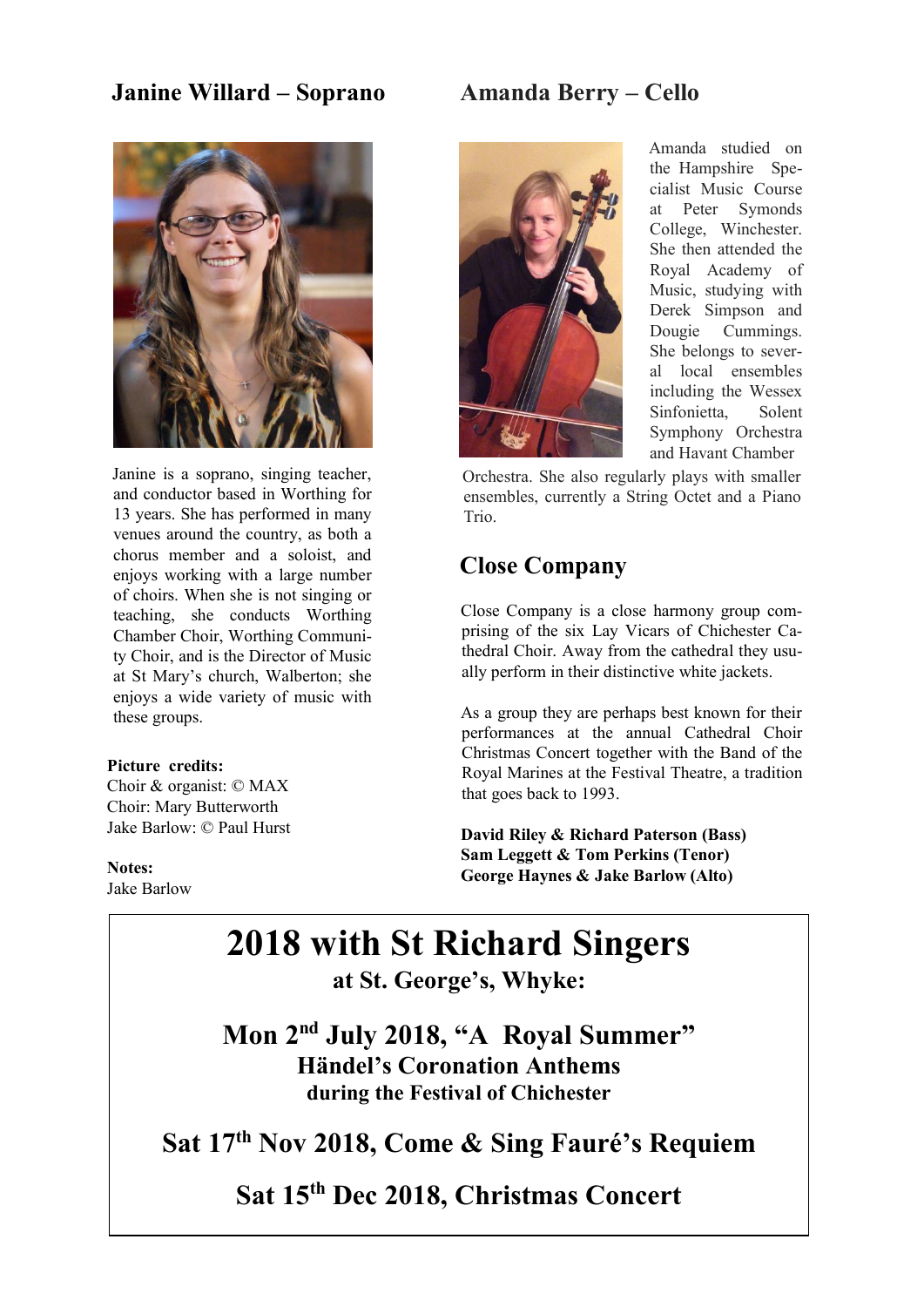## Janine Willard – Soprano

Janine is a soprano, singing teacher, and conductor based in Worthing for 13 years. She has performed in many venues around the country, as both a chorus member and a soloist, and enjoys working with a large number of choirs. When she is not singing or teaching, she conducts Worthing Chamber Choir, Worthing Community Choir, and is the Director of Music at St Mary's church, Walberton; she enjoys a wide variety of music with these groups.

**Picture credits:**
Choir & organist: © MAX
Choir: Mary Butterworth
Jake Barlow: © Paul Hurst

**Notes:**
Jake Barlow

## Amanda Berry – Cello

Amanda studied on the Hampshire Specialist Music Course at Peter Symonds College, Winchester. She then attended the Royal Academy of Music, studying with Derek Simpson and Dougie Cummings. She belongs to several local ensembles including the Wessex Sinfonietta, Solent Symphony Orchestra and Havant Chamber Orchestra. She also regularly plays with smaller ensembles, currently a String Octet and a Piano Trio.

## Close Company

Close Company is a close harmony group comprising of the six Lay Vicars of Chichester Cathedral Choir. Away from the cathedral they usually perform in their distinctive white jackets.

As a group they are perhaps best known for their performances at the annual Cathedral Choir Christmas Concert together with the Band of the Royal Marines at the Festival Theatre, a tradition that goes back to 1993.

**David Riley & Richard Paterson (Bass)**
**Sam Leggett & Tom Perkins (Tenor)**
**George Haynes & Jake Barlow (Alto)**

# 2018 with St Richard Singers

**at St. George's, Whyke:**

**Mon 2nd July 2018, "A Royal Summer"**
**Händel's Coronation Anthems**
**during the Festival of Chichester**

**Sat 17th Nov 2018, Come & Sing Fauré's Requiem**

**Sat 15th Dec 2018, Christmas Concert**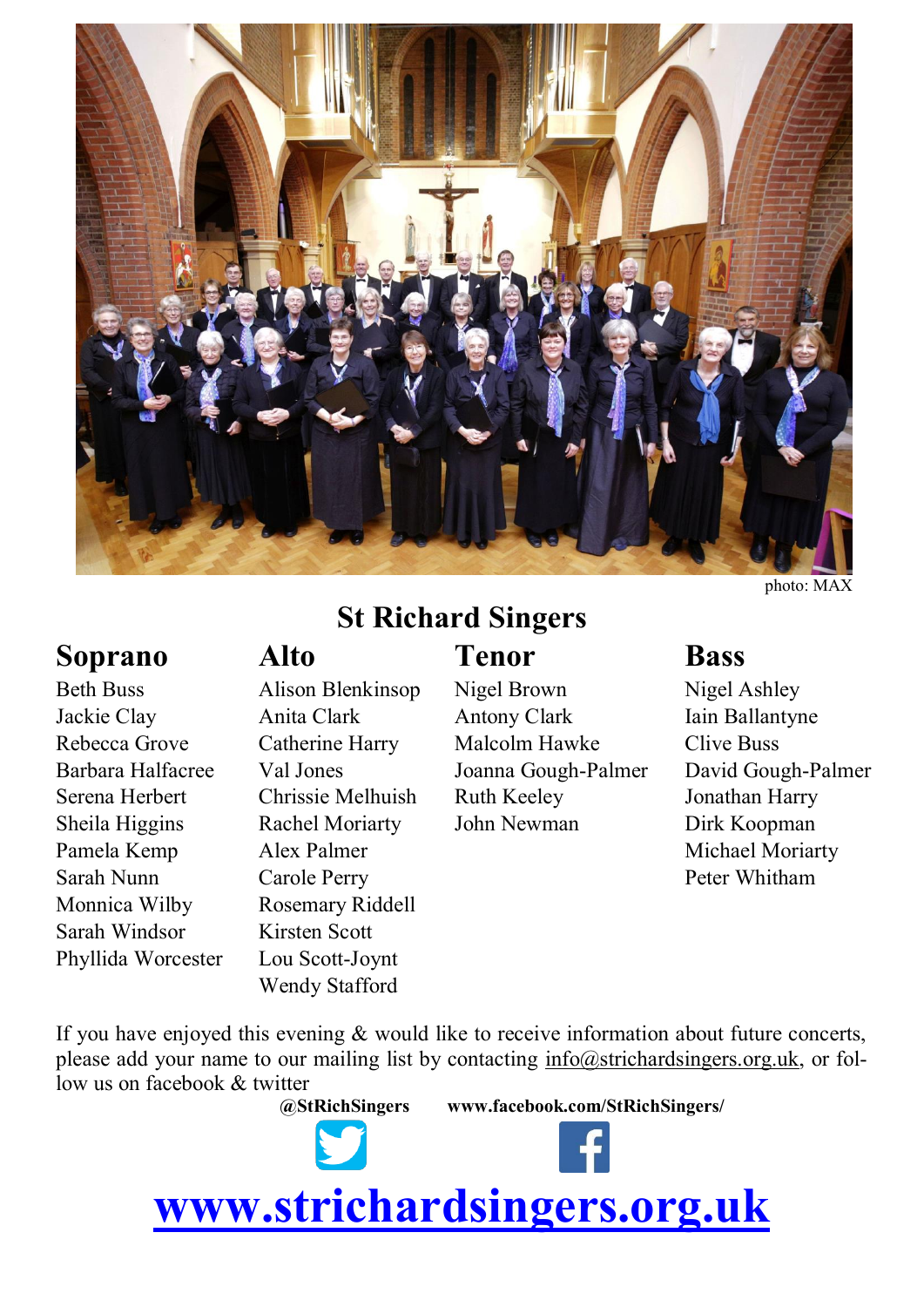photo: MAX

# St Richard Singers

## Soprano

Beth Buss
Jackie Clay
Rebecca Grove
Barbara Halfacree
Serena Herbert
Sheila Higgins
Pamela Kemp
Sarah Nunn
Monnica Wilby
Sarah Windsor
Phyllida Worcester

## Alto

Alison Blenkinsop
Anita Clark
Catherine Harry
Val Jones
Chrissie Melhuish
Rachel Moriarty
Alex Palmer
Carole Perry
Rosemary Riddell
Kirsten Scott
Lou Scott-Joynt
Wendy Stafford

## Tenor

Nigel Brown
Antony Clark
Malcolm Hawke
Joanna Gough-Palmer
Ruth Keeley
John Newman

## Bass

Nigel Ashley
Iain Ballantyne
Clive Buss
David Gough-Palmer
Jonathan Harry
Dirk Koopman
Michael Moriarty
Peter Whitham

If you have enjoyed this evening & would like to receive information about future concerts, please add your name to our mailing list by contacting info@strichardsingers.org.uk, or follow us on facebook & twitter

**@StRichSingers** **www.facebook.com/StRichSingers/**

# www.strichardsingers.org.uk